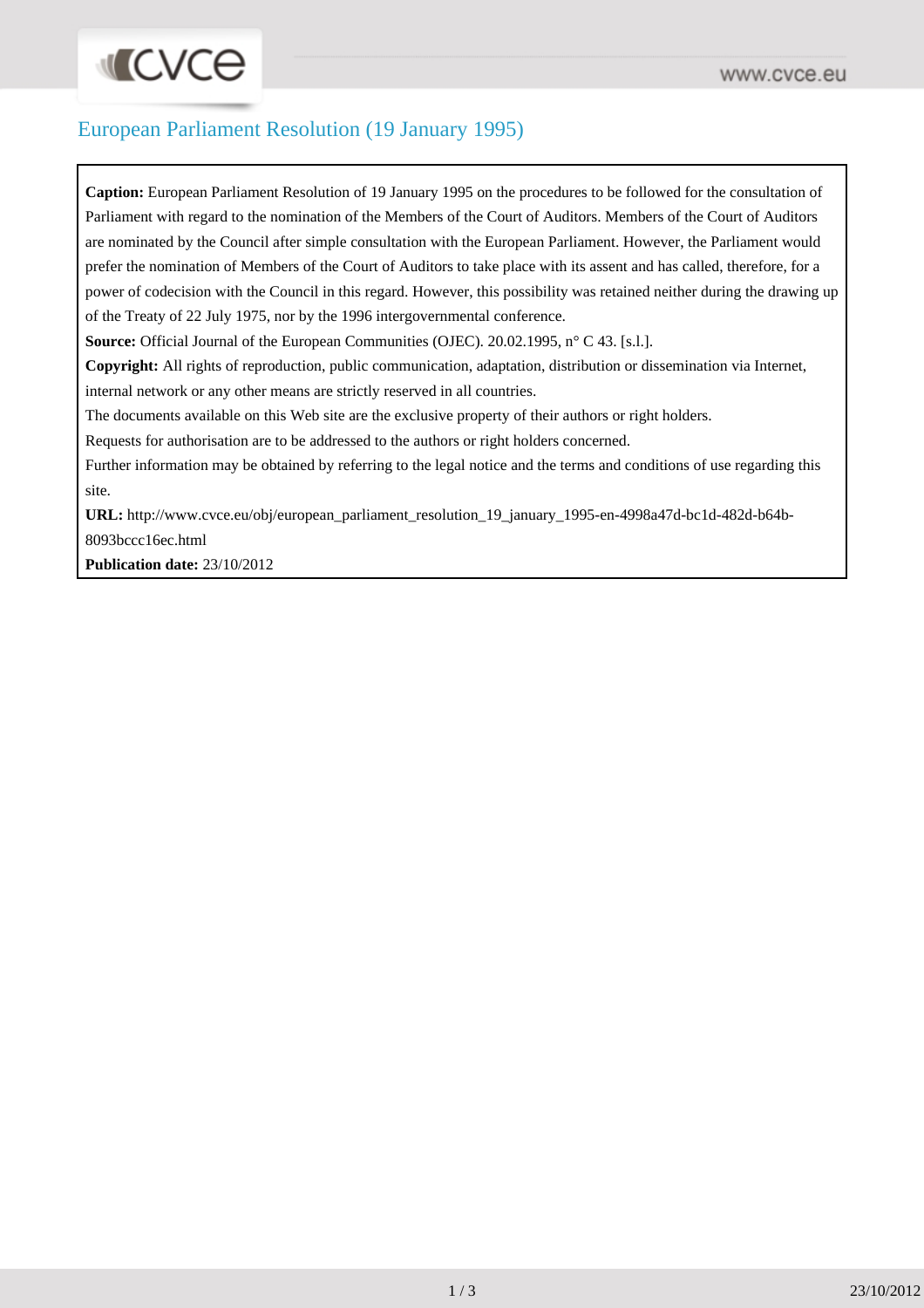# European Parliament Resolution (19 January 1995)

**Caption:** European Parliament Resolution of 19 January 1995 on the procedures to be followed for the consultation of Parliament with regard to the nomination of the Members of the Court of Auditors. Members of the Court of Auditors are nominated by the Council after simple consultation with the European Parliament. However, the Parliament would prefer the nomination of Members of the Court of Auditors to take place with its assent and has called, therefore, for a power of codecision with the Council in this regard. However, this possibility was retained neither during the drawing up of the Treaty of 22 July 1975, nor by the 1996 intergovernmental conference.

**Source:** Official Journal of the European Communities (OJEC). 20.02.1995, n° C 43. [s.l.].

**Copyright:** All rights of reproduction, public communication, adaptation, distribution or dissemination via Internet, internal network or any other means are strictly reserved in all countries.

The documents available on this Web site are the exclusive property of their authors or right holders.

Requests for authorisation are to be addressed to the authors or right holders concerned.

Further information may be obtained by referring to the legal notice and the terms and conditions of use regarding this site.

**URL:** http://www.cvce.eu/obj/european_parliament_resolution_19_january_1995-en-4998a47d-bc1d-482d-b64b-8093bccc16ec.html

**Publication date:** 23/10/2012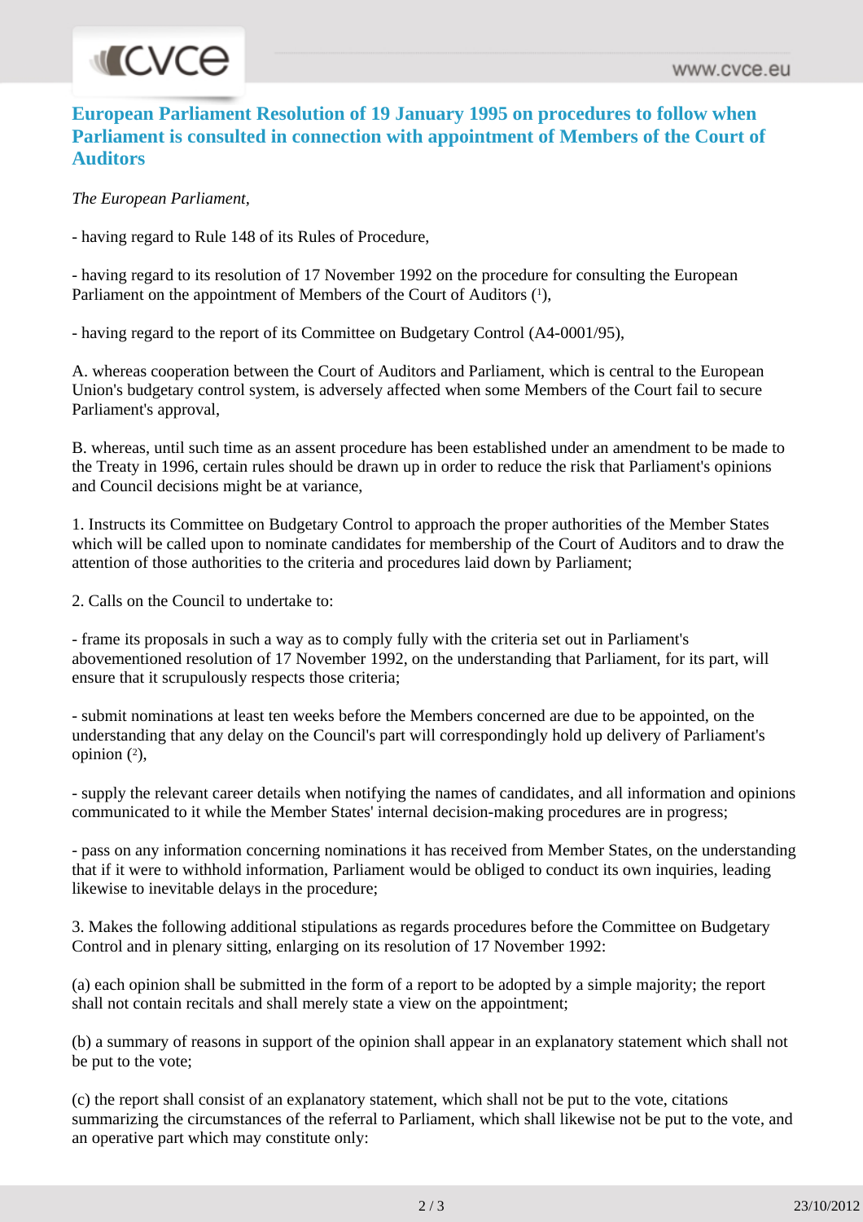## European Parliament Resolution of 19 January 1995 on procedures to follow when Parliament is consulted in connection with appointment of Members of the Court of Auditors

*The European Parliament*,

- having regard to Rule 148 of its Rules of Procedure,

- having regard to its resolution of 17 November 1992 on the procedure for consulting the European Parliament on the appointment of Members of the Court of Auditors (1),

- having regard to the report of its Committee on Budgetary Control (A4-0001/95),

A. whereas cooperation between the Court of Auditors and Parliament, which is central to the European Union's budgetary control system, is adversely affected when some Members of the Court fail to secure Parliament's approval,

B. whereas, until such time as an assent procedure has been established under an amendment to be made to the Treaty in 1996, certain rules should be drawn up in order to reduce the risk that Parliament's opinions and Council decisions might be at variance,

1. Instructs its Committee on Budgetary Control to approach the proper authorities of the Member States which will be called upon to nominate candidates for membership of the Court of Auditors and to draw the attention of those authorities to the criteria and procedures laid down by Parliament;

2. Calls on the Council to undertake to:

- frame its proposals in such a way as to comply fully with the criteria set out in Parliament's abovementioned resolution of 17 November 1992, on the understanding that Parliament, for its part, will ensure that it scrupulously respects those criteria;

- submit nominations at least ten weeks before the Members concerned are due to be appointed, on the understanding that any delay on the Council's part will correspondingly hold up delivery of Parliament's opinion (2),

- supply the relevant career details when notifying the names of candidates, and all information and opinions communicated to it while the Member States' internal decision-making procedures are in progress;

- pass on any information concerning nominations it has received from Member States, on the understanding that if it were to withhold information, Parliament would be obliged to conduct its own inquiries, leading likewise to inevitable delays in the procedure;

3. Makes the following additional stipulations as regards procedures before the Committee on Budgetary Control and in plenary sitting, enlarging on its resolution of 17 November 1992:

(a) each opinion shall be submitted in the form of a report to be adopted by a simple majority; the report shall not contain recitals and shall merely state a view on the appointment;

(b) a summary of reasons in support of the opinion shall appear in an explanatory statement which shall not be put to the vote;

(c) the report shall consist of an explanatory statement, which shall not be put to the vote, citations summarizing the circumstances of the referral to Parliament, which shall likewise not be put to the vote, and an operative part which may constitute only: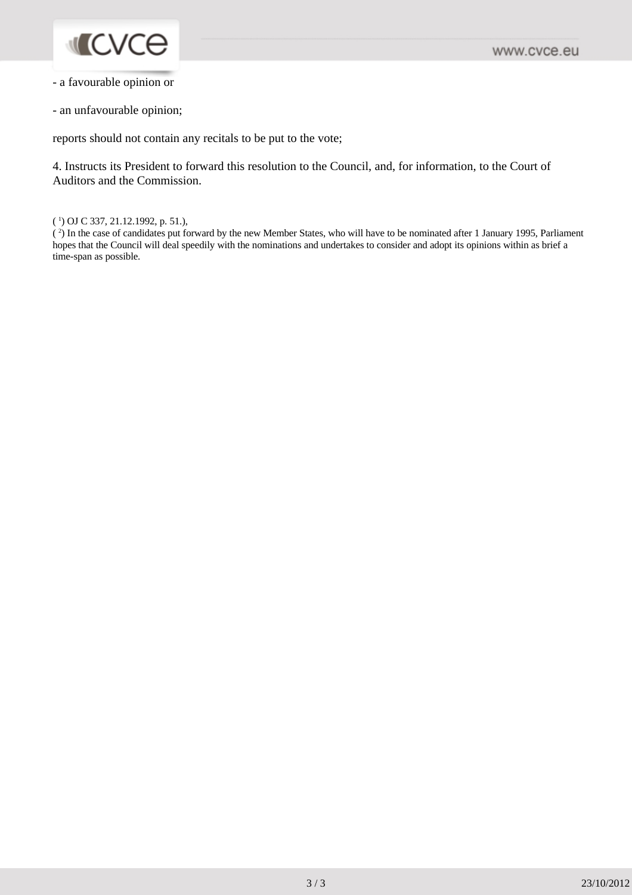- a favourable opinion or

- an unfavourable opinion;

reports should not contain any recitals to be put to the vote;

4. Instructs its President to forward this resolution to the Council, and, for information, to the Court of Auditors and the Commission.

( [1]) OJ C 337, 21.12.1992, p. 51.),

( [2]) In the case of candidates put forward by the new Member States, who will have to be nominated after 1 January 1995, Parliament hopes that the Council will deal speedily with the nominations and undertakes to consider and adopt its opinions within as brief a time-span as possible.